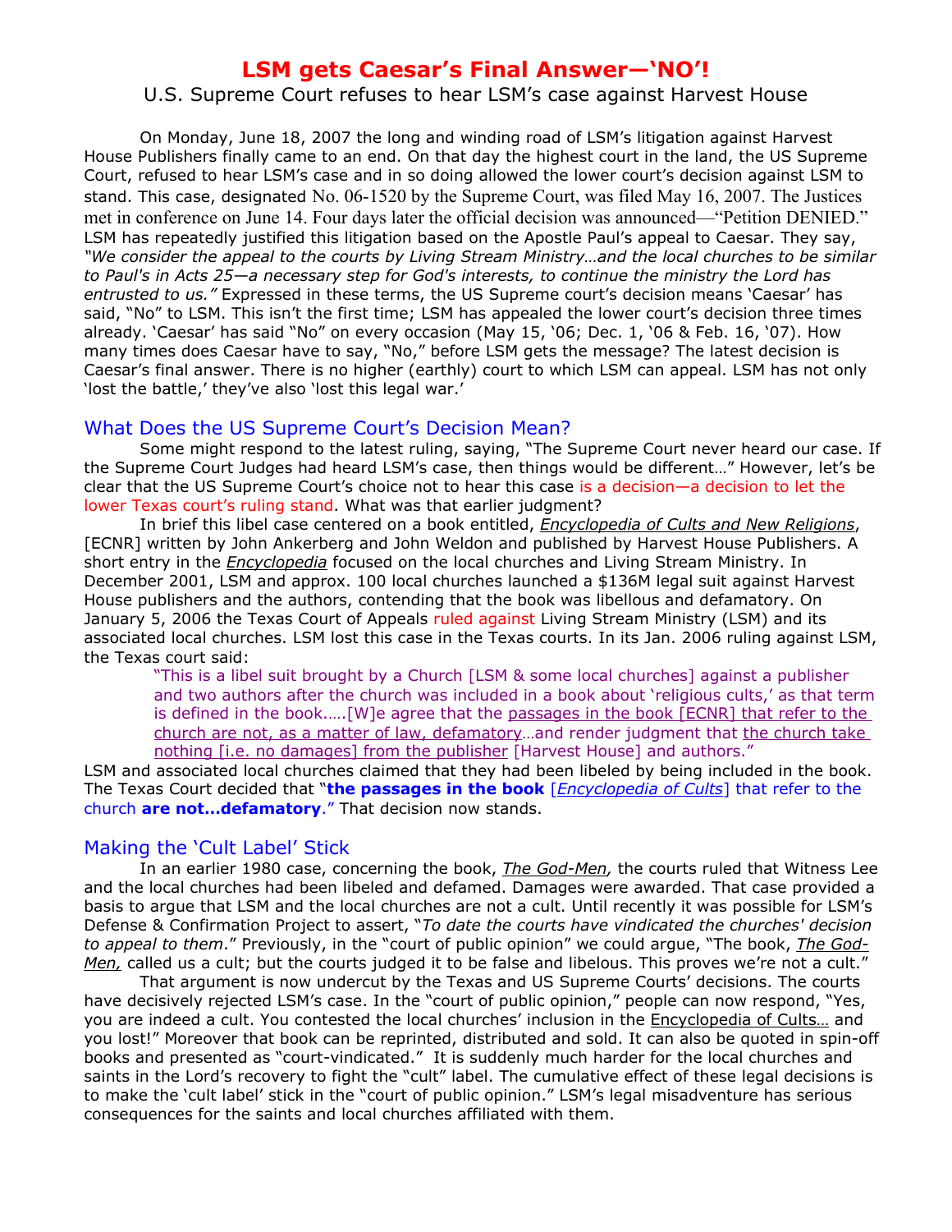# LSM gets Caesar's Final Answer—'NO'!

U.S. Supreme Court refuses to hear LSM's case against Harvest House

On Monday, June 18, 2007 the long and winding road of LSM's litigation against Harvest House Publishers finally came to an end. On that day the highest court in the land, the US Supreme Court, refused to hear LSM's case and in so doing allowed the lower court's decision against LSM to stand. This case, designated No. 06-1520 by the Supreme Court, was filed May 16, 2007. The Justices met in conference on June 14. Four days later the official decision was announced—"Petition DENIED." LSM has repeatedly justified this litigation based on the Apostle Paul's appeal to Caesar. They say, *"We consider the appeal to the courts by Living Stream Ministry…and the local churches to be similar to Paul's in Acts 25—a necessary step for God's interests, to continue the ministry the Lord has entrusted to us."* Expressed in these terms, the US Supreme court's decision means 'Caesar' has said, "No" to LSM. This isn't the first time; LSM has appealed the lower court's decision three times already. 'Caesar' has said "No" on every occasion (May 15, '06; Dec. 1, '06 & Feb. 16, '07). How many times does Caesar have to say, "No," before LSM gets the message? The latest decision is Caesar's final answer. There is no higher (earthly) court to which LSM can appeal. LSM has not only 'lost the battle,' they've also 'lost this legal war.'

## What Does the US Supreme Court's Decision Mean?

Some might respond to the latest ruling, saying, "The Supreme Court never heard our case. If the Supreme Court Judges had heard LSM's case, then things would be different…" However, let's be clear that the US Supreme Court's choice not to hear this case is a decision—a decision to let the lower Texas court's ruling stand. What was that earlier judgment?

In brief this libel case centered on a book entitled, *Encyclopedia of Cults and New Religions*, [ECNR] written by John Ankerberg and John Weldon and published by Harvest House Publishers. A short entry in the *Encyclopedia* focused on the local churches and Living Stream Ministry. In December 2001, LSM and approx. 100 local churches launched a $136M legal suit against Harvest House publishers and the authors, contending that the book was libellous and defamatory. On January 5, 2006 the Texas Court of Appeals ruled against Living Stream Ministry (LSM) and its associated local churches. LSM lost this case in the Texas courts. In its Jan. 2006 ruling against LSM, the Texas court said:

> "This is a libel suit brought by a Church [LSM & some local churches] against a publisher and two authors after the church was included in a book about 'religious cults,' as that term is defined in the book…..[W]e agree that the passages in the book [ECNR] that refer to the church are not, as a matter of law, defamatory…and render judgment that the church take nothing [i.e. no damages] from the publisher [Harvest House] and authors."

LSM and associated local churches claimed that they had been libeled by being included in the book. The Texas Court decided that "**the passages in the book** [*Encyclopedia of Cults*] that refer to the church **are not…defamatory**." That decision now stands.

## Making the 'Cult Label' Stick

In an earlier 1980 case, concerning the book, *The God-Men,* the courts ruled that Witness Lee and the local churches had been libeled and defamed. Damages were awarded. That case provided a basis to argue that LSM and the local churches are not a cult. Until recently it was possible for LSM's Defense & Confirmation Project to assert, "*To date the courts have vindicated the churches' decision to appeal to them*." Previously, in the "court of public opinion" we could argue, "The book, *The God-Men,* called us a cult; but the courts judged it to be false and libelous. This proves we're not a cult."

That argument is now undercut by the Texas and US Supreme Courts' decisions. The courts have decisively rejected LSM's case. In the "court of public opinion," people can now respond, "Yes, you are indeed a cult. You contested the local churches' inclusion in the Encyclopedia of Cults… and you lost!" Moreover that book can be reprinted, distributed and sold. It can also be quoted in spin-off books and presented as "court-vindicated." It is suddenly much harder for the local churches and saints in the Lord's recovery to fight the "cult" label. The cumulative effect of these legal decisions is to make the 'cult label' stick in the "court of public opinion." LSM's legal misadventure has serious consequences for the saints and local churches affiliated with them.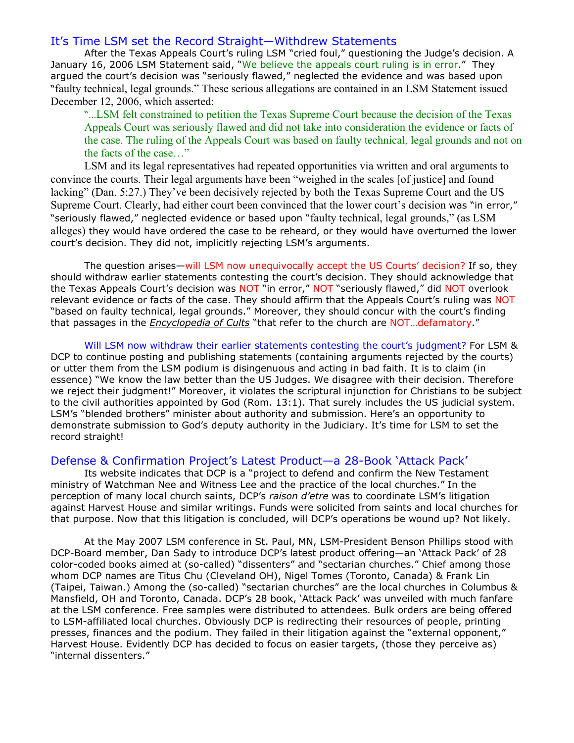## It's Time LSM set the Record Straight—Withdrew Statements

After the Texas Appeals Court's ruling LSM "cried foul," questioning the Judge's decision. A January 16, 2006 LSM Statement said, "We believe the appeals court ruling is in error." They argued the court's decision was "seriously flawed," neglected the evidence and was based upon "faulty technical, legal grounds." These serious allegations are contained in an LSM Statement issued December 12, 2006, which asserted:

> "...LSM felt constrained to petition the Texas Supreme Court because the decision of the Texas Appeals Court was seriously flawed and did not take into consideration the evidence or facts of the case. The ruling of the Appeals Court was based on faulty technical, legal grounds and not on the facts of the case…"

LSM and its legal representatives had repeated opportunities via written and oral arguments to convince the courts. Their legal arguments have been "weighed in the scales [of justice] and found lacking" (Dan. 5:27.) They've been decisively rejected by both the Texas Supreme Court and the US Supreme Court. Clearly, had either court been convinced that the lower court's decision was "in error," "seriously flawed," neglected evidence or based upon "faulty technical, legal grounds," (as LSM alleges) they would have ordered the case to be reheard, or they would have overturned the lower court's decision. They did not, implicitly rejecting LSM's arguments.

The question arises—will LSM now unequivocally accept the US Courts' decision? If so, they should withdraw earlier statements contesting the court's decision. They should acknowledge that the Texas Appeals Court's decision was NOT "in error," NOT "seriously flawed," did NOT overlook relevant evidence or facts of the case. They should affirm that the Appeals Court's ruling was NOT "based on faulty technical, legal grounds." Moreover, they should concur with the court's finding that passages in the *Encyclopedia of Cults* "that refer to the church are NOT…defamatory."

Will LSM now withdraw their earlier statements contesting the court's judgment? For LSM & DCP to continue posting and publishing statements (containing arguments rejected by the courts) or utter them from the LSM podium is disingenuous and acting in bad faith. It is to claim (in essence) "We know the law better than the US Judges. We disagree with their decision. Therefore we reject their judgment!" Moreover, it violates the scriptural injunction for Christians to be subject to the civil authorities appointed by God (Rom. 13:1). That surely includes the US judicial system. LSM's "blended brothers" minister about authority and submission. Here's an opportunity to demonstrate submission to God's deputy authority in the Judiciary. It's time for LSM to set the record straight!

## Defense & Confirmation Project's Latest Product—a 28-Book 'Attack Pack'

Its website indicates that DCP is a "project to defend and confirm the New Testament ministry of Watchman Nee and Witness Lee and the practice of the local churches." In the perception of many local church saints, DCP's *raison d'etre* was to coordinate LSM's litigation against Harvest House and similar writings. Funds were solicited from saints and local churches for that purpose. Now that this litigation is concluded, will DCP's operations be wound up? Not likely.

At the May 2007 LSM conference in St. Paul, MN, LSM-President Benson Phillips stood with DCP-Board member, Dan Sady to introduce DCP's latest product offering—an 'Attack Pack' of 28 color-coded books aimed at (so-called) "dissenters" and "sectarian churches." Chief among those whom DCP names are Titus Chu (Cleveland OH), Nigel Tomes (Toronto, Canada) & Frank Lin (Taipei, Taiwan.) Among the (so-called) "sectarian churches" are the local churches in Columbus & Mansfield, OH and Toronto, Canada. DCP's 28 book, 'Attack Pack' was unveiled with much fanfare at the LSM conference. Free samples were distributed to attendees. Bulk orders are being offered to LSM-affiliated local churches. Obviously DCP is redirecting their resources of people, printing presses, finances and the podium. They failed in their litigation against the "external opponent," Harvest House. Evidently DCP has decided to focus on easier targets, (those they perceive as) "internal dissenters."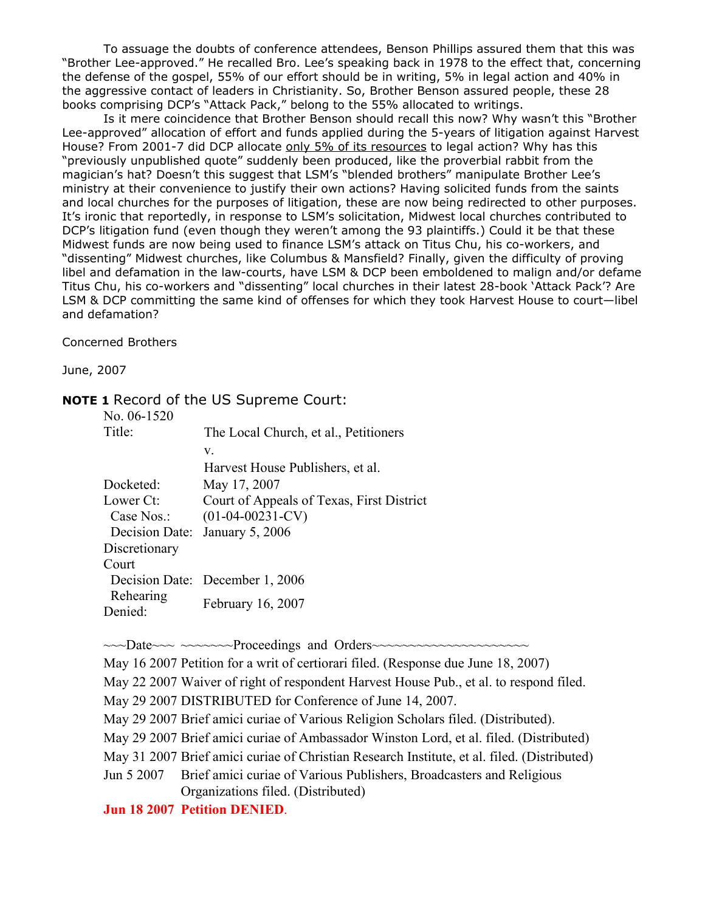To assuage the doubts of conference attendees, Benson Phillips assured them that this was "Brother Lee-approved." He recalled Bro. Lee's speaking back in 1978 to the effect that, concerning the defense of the gospel, 55% of our effort should be in writing, 5% in legal action and 40% in the aggressive contact of leaders in Christianity. So, Brother Benson assured people, these 28 books comprising DCP's "Attack Pack," belong to the 55% allocated to writings.

Is it mere coincidence that Brother Benson should recall this now? Why wasn't this "Brother Lee-approved" allocation of effort and funds applied during the 5-years of litigation against Harvest House? From 2001-7 did DCP allocate <u>only 5% of its resources</u> to legal action? Why has this "previously unpublished quote" suddenly been produced, like the proverbial rabbit from the magician's hat? Doesn't this suggest that LSM's "blended brothers" manipulate Brother Lee's ministry at their convenience to justify their own actions? Having solicited funds from the saints and local churches for the purposes of litigation, these are now being redirected to other purposes. It's ironic that reportedly, in response to LSM's solicitation, Midwest local churches contributed to DCP's litigation fund (even though they weren't among the 93 plaintiffs.) Could it be that these Midwest funds are now being used to finance LSM's attack on Titus Chu, his co-workers, and "dissenting" Midwest churches, like Columbus & Mansfield? Finally, given the difficulty of proving libel and defamation in the law-courts, have LSM & DCP been emboldened to malign and/or defame Titus Chu, his co-workers and "dissenting" local churches in their latest 28-book 'Attack Pack'? Are LSM & DCP committing the same kind of offenses for which they took Harvest House to court—libel and defamation?

Concerned Brothers

June, 2007

**NOTE 1** Record of the US Supreme Court:

| No. 06-1520 | |
|---|---|
| Title: | The Local Church, et al., Petitioners |
| | v. |
| | Harvest House Publishers, et al. |
| Docketed: | May 17, 2007 |
| Lower Ct: | Court of Appeals of Texas, First District |
| Case Nos.: | (01-04-00231-CV) |
| Decision Date: | January 5, 2006 |
| Discretionary Court | |
| Decision Date: | December 1, 2006 |
| Rehearing Denied: | February 16, 2007 |

~~~Date~~~ ~~~~~~~Proceedings and Orders~~~~~~~~~~~~~~~~~~~~

May 16 2007 Petition for a writ of certiorari filed. (Response due June 18, 2007)

May 22 2007 Waiver of right of respondent Harvest House Pub., et al. to respond filed.

May 29 2007 DISTRIBUTED for Conference of June 14, 2007.

May 29 2007 Brief amici curiae of Various Religion Scholars filed. (Distributed).

May 29 2007 Brief amici curiae of Ambassador Winston Lord, et al. filed. (Distributed)

May 31 2007 Brief amici curiae of Christian Research Institute, et al. filed. (Distributed)

Jun 5 2007 Brief amici curiae of Various Publishers, Broadcasters and Religious Organizations filed. (Distributed)

**Jun 18 2007 Petition DENIED.**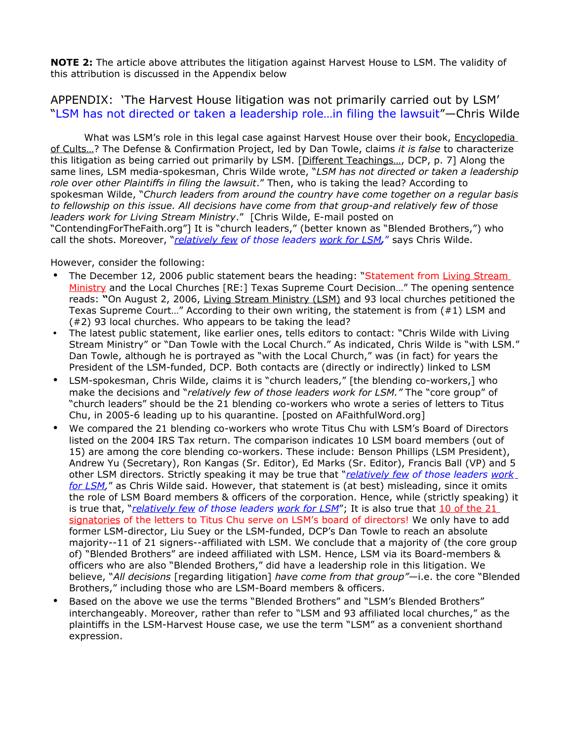**NOTE 2:** The article above attributes the litigation against Harvest House to LSM. The validity of this attribution is discussed in the Appendix below

## APPENDIX: 'The Harvest House litigation was not primarily carried out by LSM' "LSM has not directed or taken a leadership role…in filing the lawsuit"—Chris Wilde

What was LSM's role in this legal case against Harvest House over their book, Encyclopedia of Cults…? The Defense & Confirmation Project, led by Dan Towle, claims *it is false* to characterize this litigation as being carried out primarily by LSM. [Different Teachings…, DCP, p. 7] Along the same lines, LSM media-spokesman, Chris Wilde wrote, "*LSM has not directed or taken a leadership role over other Plaintiffs in filing the lawsuit*." Then, who is taking the lead? According to spokesman Wilde, "*Church leaders from around the country have come together on a regular basis to fellowship on this issue. All decisions have come from that group-and relatively few of those leaders work for Living Stream Ministry*." [Chris Wilde, E-mail posted on "ContendingForTheFaith.org"] It is "church leaders," (better known as "Blended Brothers,") who call the shots. Moreover, "*relatively few of those leaders work for LSM,*" says Chris Wilde.

However, consider the following:

- The December 12, 2006 public statement bears the heading: "Statement from Living Stream Ministry and the Local Churches [RE:] Texas Supreme Court Decision…" The opening sentence reads: "On August 2, 2006, Living Stream Ministry (LSM) and 93 local churches petitioned the Texas Supreme Court…" According to their own writing, the statement is from (#1) LSM and (#2) 93 local churches. Who appears to be taking the lead?
- The latest public statement, like earlier ones, tells editors to contact: "Chris Wilde with Living Stream Ministry" or "Dan Towle with the Local Church." As indicated, Chris Wilde is "with LSM." Dan Towle, although he is portrayed as "with the Local Church," was (in fact) for years the President of the LSM-funded, DCP. Both contacts are (directly or indirectly) linked to LSM
- LSM-spokesman, Chris Wilde, claims it is "church leaders," [the blending co-workers,] who make the decisions and "*relatively few of those leaders work for LSM.*" The "core group" of "church leaders" should be the 21 blending co-workers who wrote a series of letters to Titus Chu, in 2005-6 leading up to his quarantine. [posted on AFaithfulWord.org]
- We compared the 21 blending co-workers who wrote Titus Chu with LSM's Board of Directors listed on the 2004 IRS Tax return. The comparison indicates 10 LSM board members (out of 15) are among the core blending co-workers. These include: Benson Phillips (LSM President), Andrew Yu (Secretary), Ron Kangas (Sr. Editor), Ed Marks (Sr. Editor), Francis Ball (VP) and 5 other LSM directors. Strictly speaking it may be true that "*relatively few of those leaders work for LSM,*" as Chris Wilde said. However, that statement is (at best) misleading, since it omits the role of LSM Board members & officers of the corporation. Hence, while (strictly speaking) it is true that, "*relatively few of those leaders work for LSM*"; It is also true that 10 of the 21 signatories of the letters to Titus Chu serve on LSM's board of directors! We only have to add former LSM-director, Liu Suey or the LSM-funded, DCP's Dan Towle to reach an absolute majority--11 of 21 signers--affiliated with LSM. We conclude that a majority of (the core group of) "Blended Brothers" are indeed affiliated with LSM. Hence, LSM via its Board-members & officers who are also "Blended Brothers," did have a leadership role in this litigation. We believe, "*All decisions* [regarding litigation] *have come from that group*"—i.e. the core "Blended Brothers," including those who are LSM-Board members & officers.
- Based on the above we use the terms "Blended Brothers" and "LSM's Blended Brothers" interchangeably. Moreover, rather than refer to "LSM and 93 affiliated local churches," as the plaintiffs in the LSM-Harvest House case, we use the term "LSM" as a convenient shorthand expression.